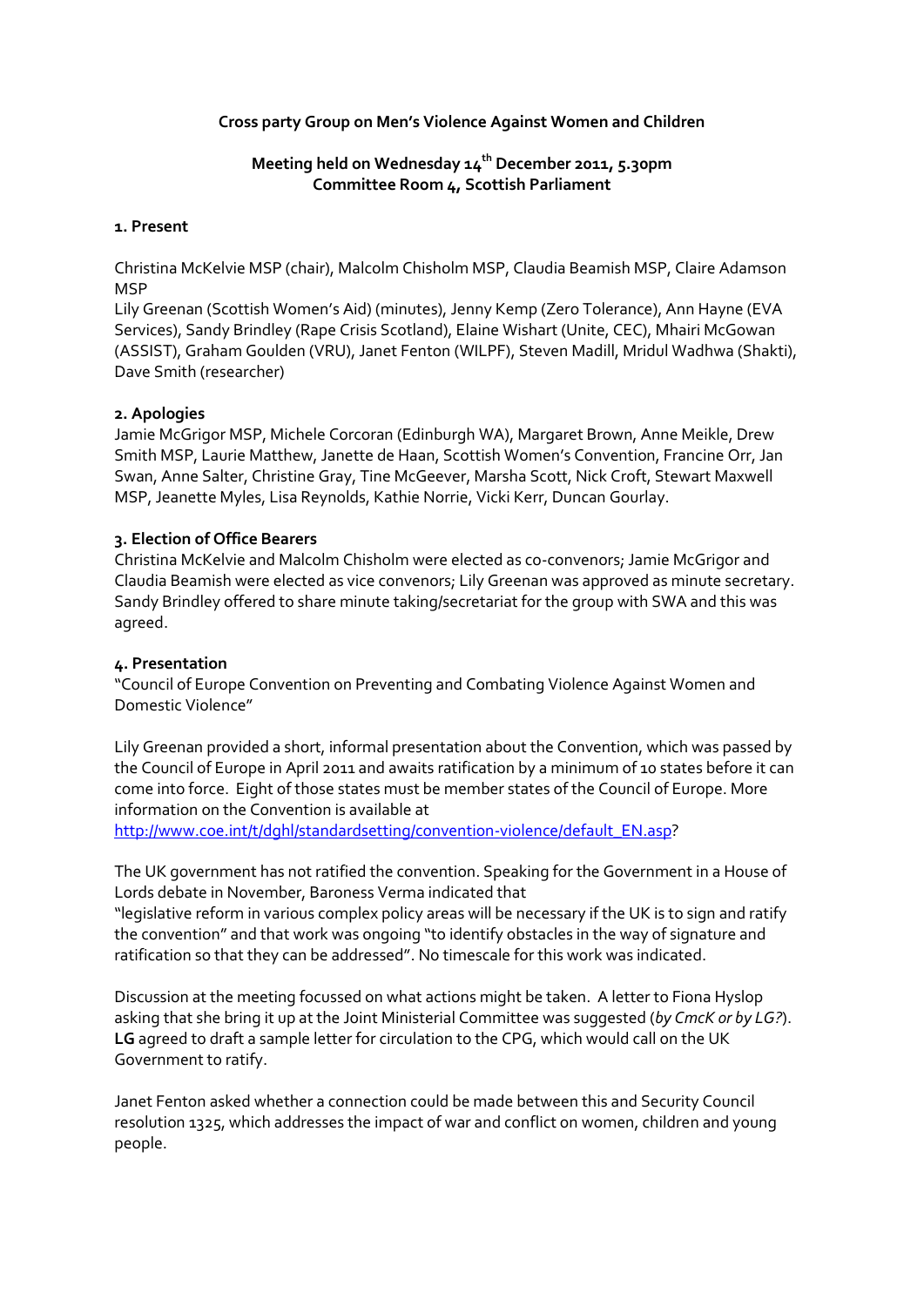**Cross party Group on Men's Violence Against Women and Children**

**Meeting held on Wednesday 14th December 2011, 5.30pm**
**Committee Room 4, Scottish Parliament**

**1. Present**

Christina McKelvie MSP (chair), Malcolm Chisholm MSP, Claudia Beamish MSP, Claire Adamson MSP
Lily Greenan (Scottish Women's Aid) (minutes), Jenny Kemp (Zero Tolerance), Ann Hayne (EVA Services), Sandy Brindley (Rape Crisis Scotland), Elaine Wishart (Unite, CEC), Mhairi McGowan (ASSIST), Graham Goulden (VRU), Janet Fenton (WILPF), Steven Madill, Mridul Wadhwa (Shakti), Dave Smith (researcher)

**2. Apologies**
Jamie McGrigor MSP, Michele Corcoran (Edinburgh WA), Margaret Brown, Anne Meikle, Drew Smith MSP, Laurie Matthew, Janette de Haan, Scottish Women's Convention, Francine Orr, Jan Swan, Anne Salter, Christine Gray, Tine McGeever, Marsha Scott, Nick Croft, Stewart Maxwell MSP, Jeanette Myles, Lisa Reynolds, Kathie Norrie, Vicki Kerr, Duncan Gourlay.

**3. Election of Office Bearers**
Christina McKelvie and Malcolm Chisholm were elected as co-convenors; Jamie McGrigor and Claudia Beamish were elected as vice convenors; Lily Greenan was approved as minute secretary. Sandy Brindley offered to share minute taking/secretariat for the group with SWA and this was agreed.

**4. Presentation**
"Council of Europe Convention on Preventing and Combating Violence Against Women and Domestic Violence"

Lily Greenan provided a short, informal presentation about the Convention, which was passed by the Council of Europe in April 2011 and awaits ratification by a minimum of 10 states before it can come into force. Eight of those states must be member states of the Council of Europe. More information on the Convention is available at
http://www.coe.int/t/dghl/standardsetting/convention-violence/default_EN.asp?

The UK government has not ratified the convention. Speaking for the Government in a House of Lords debate in November, Baroness Verma indicated that
"legislative reform in various complex policy areas will be necessary if the UK is to sign and ratify the convention" and that work was ongoing "to identify obstacles in the way of signature and ratification so that they can be addressed". No timescale for this work was indicated.

Discussion at the meeting focussed on what actions might be taken. A letter to Fiona Hyslop asking that she bring it up at the Joint Ministerial Committee was suggested (*by CmcK or by LG?*). **LG** agreed to draft a sample letter for circulation to the CPG, which would call on the UK Government to ratify.

Janet Fenton asked whether a connection could be made between this and Security Council resolution 1325, which addresses the impact of war and conflict on women, children and young people.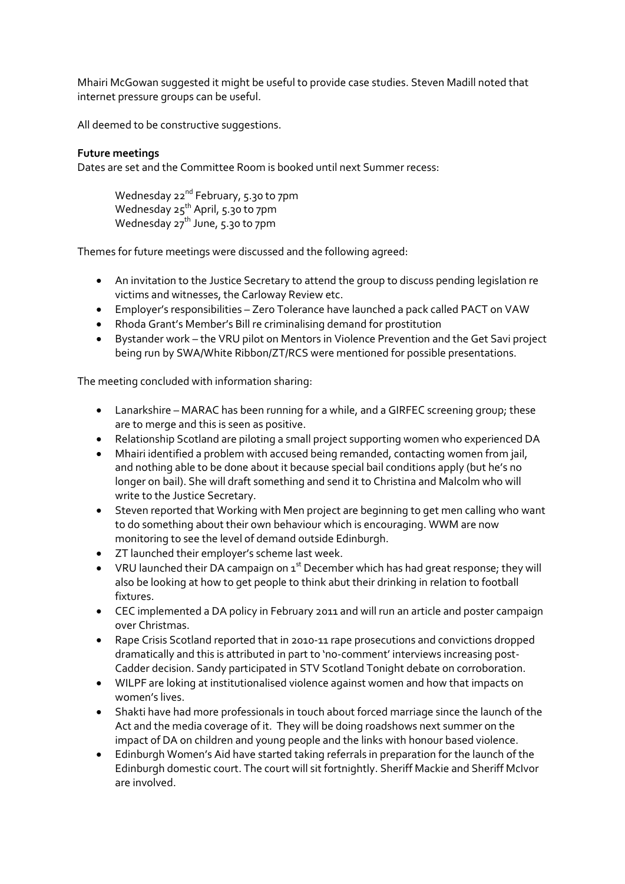Mhairi McGowan suggested it might be useful to provide case studies. Steven Madill noted that internet pressure groups can be useful.

All deemed to be constructive suggestions.

**Future meetings**

Dates are set and the Committee Room is booked until next Summer recess:

Wednesday 22nd February, 5.30 to 7pm
Wednesday 25th April, 5.30 to 7pm
Wednesday 27th June, 5.30 to 7pm

Themes for future meetings were discussed and the following agreed:

- An invitation to the Justice Secretary to attend the group to discuss pending legislation re victims and witnesses, the Carloway Review etc.
- Employer's responsibilities – Zero Tolerance have launched a pack called PACT on VAW
- Rhoda Grant's Member's Bill re criminalising demand for prostitution
- Bystander work – the VRU pilot on Mentors in Violence Prevention and the Get Savi project being run by SWA/White Ribbon/ZT/RCS were mentioned for possible presentations.

The meeting concluded with information sharing:

- Lanarkshire – MARAC has been running for a while, and a GIRFEC screening group; these are to merge and this is seen as positive.
- Relationship Scotland are piloting a small project supporting women who experienced DA
- Mhairi identified a problem with accused being remanded, contacting women from jail, and nothing able to be done about it because special bail conditions apply (but he's no longer on bail). She will draft something and send it to Christina and Malcolm who will write to the Justice Secretary.
- Steven reported that Working with Men project are beginning to get men calling who want to do something about their own behaviour which is encouraging. WWM are now monitoring to see the level of demand outside Edinburgh.
- ZT launched their employer's scheme last week.
- VRU launched their DA campaign on 1st December which has had great response; they will also be looking at how to get people to think abut their drinking in relation to football fixtures.
- CEC implemented a DA policy in February 2011 and will run an article and poster campaign over Christmas.
- Rape Crisis Scotland reported that in 2010-11 rape prosecutions and convictions dropped dramatically and this is attributed in part to 'no-comment' interviews increasing post-Cadder decision. Sandy participated in STV Scotland Tonight debate on corroboration.
- WILPF are loking at institutionalised violence against women and how that impacts on women's lives.
- Shakti have had more professionals in touch about forced marriage since the launch of the Act and the media coverage of it. They will be doing roadshows next summer on the impact of DA on children and young people and the links with honour based violence.
- Edinburgh Women's Aid have started taking referrals in preparation for the launch of the Edinburgh domestic court. The court will sit fortnightly. Sheriff Mackie and Sheriff McIvor are involved.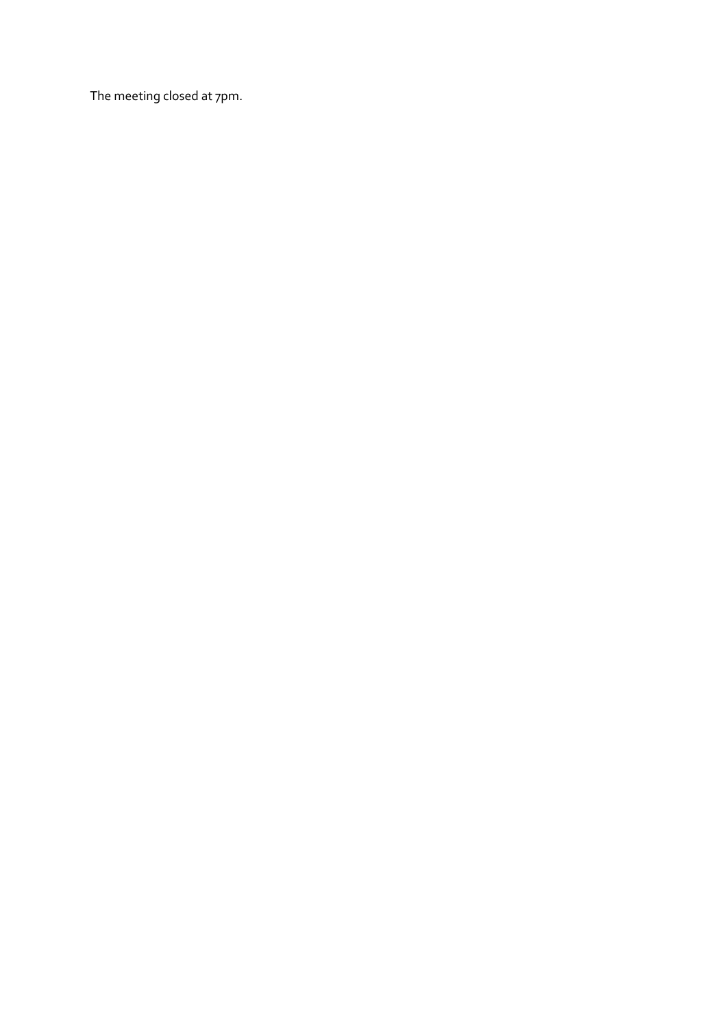The meeting closed at 7pm.